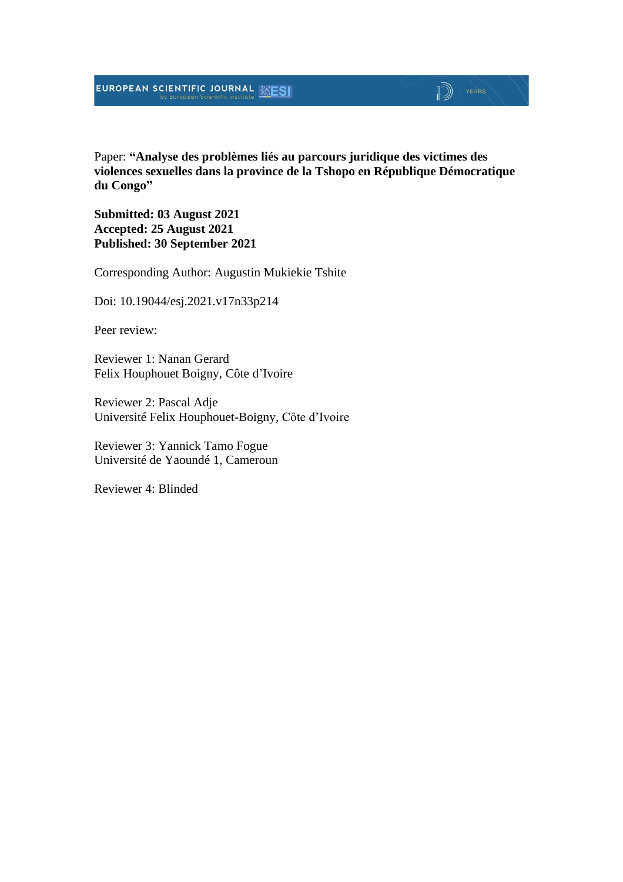Paper: **"Analyse des problèmes liés au parcours juridique des victimes des violences sexuelles dans la province de la Tshopo en République Démocratique du Congo"**

**Submitted: 03 August 2021**
**Accepted: 25 August 2021**
**Published: 30 September 2021**

Corresponding Author: Augustin Mukiekie Tshite

Doi: 10.19044/esj.2021.v17n33p214

Peer review:

Reviewer 1: Nanan Gerard
Felix Houphouet Boigny, Côte d'Ivoire

Reviewer 2: Pascal Adje
Université Felix Houphouet-Boigny, Côte d'Ivoire

Reviewer 3: Yannick Tamo Fogue
Université de Yaoundé 1, Cameroun

Reviewer 4: Blinded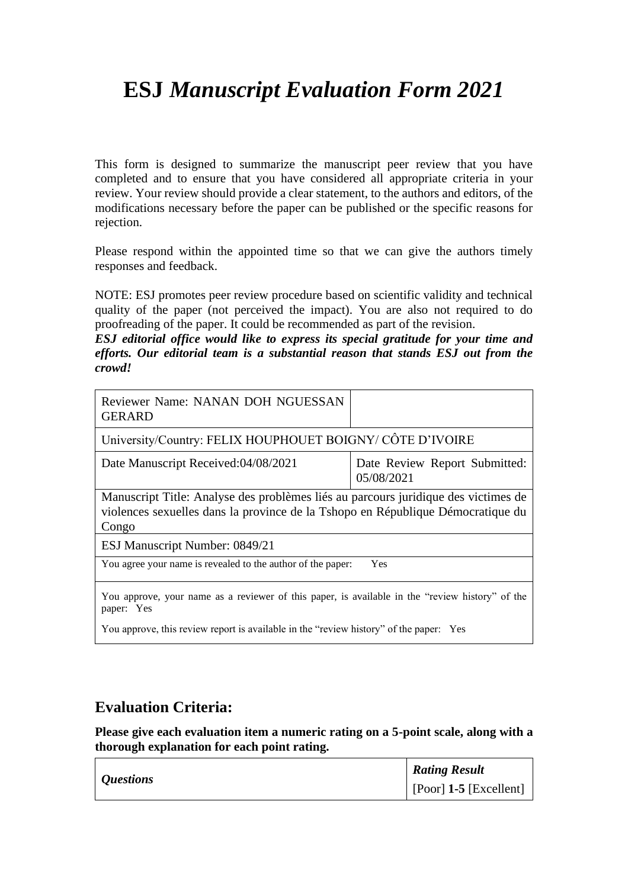# ESJ *Manuscript Evaluation Form 2021*

This form is designed to summarize the manuscript peer review that you have completed and to ensure that you have considered all appropriate criteria in your review. Your review should provide a clear statement, to the authors and editors, of the modifications necessary before the paper can be published or the specific reasons for rejection.

Please respond within the appointed time so that we can give the authors timely responses and feedback.

NOTE: ESJ promotes peer review procedure based on scientific validity and technical quality of the paper (not perceived the impact). You are also not required to do proofreading of the paper. It could be recommended as part of the revision.

***ESJ editorial office would like to express its special gratitude for your time and efforts. Our editorial team is a substantial reason that stands ESJ out from the crowd!***

| Reviewer Name: NANAN DOH NGUESSAN GERARD | |
|---|---|
| University/Country: FELIX HOUPHOUET BOIGNY/ CÔTE D'IVOIRE | |
| Date Manuscript Received:04/08/2021 | Date Review Report Submitted: 05/08/2021 |
| Manuscript Title: Analyse des problèmes liés au parcours juridique des victimes de violences sexuelles dans la province de la Tshopo en République Démocratique du Congo | |
| ESJ Manuscript Number: 0849/21 | |
| You agree your name is revealed to the author of the paper: Yes | |
| You approve, your name as a reviewer of this paper, is available in the "review history" of the paper: Yes<br><br>You approve, this review report is available in the "review history" of the paper: Yes | |

## Evaluation Criteria:

**Please give each evaluation item a numeric rating on a 5-point scale, along with a thorough explanation for each point rating.**

| *Questions* | ***Rating Result*** [Poor] **1-5** [Excellent] |
|---|---|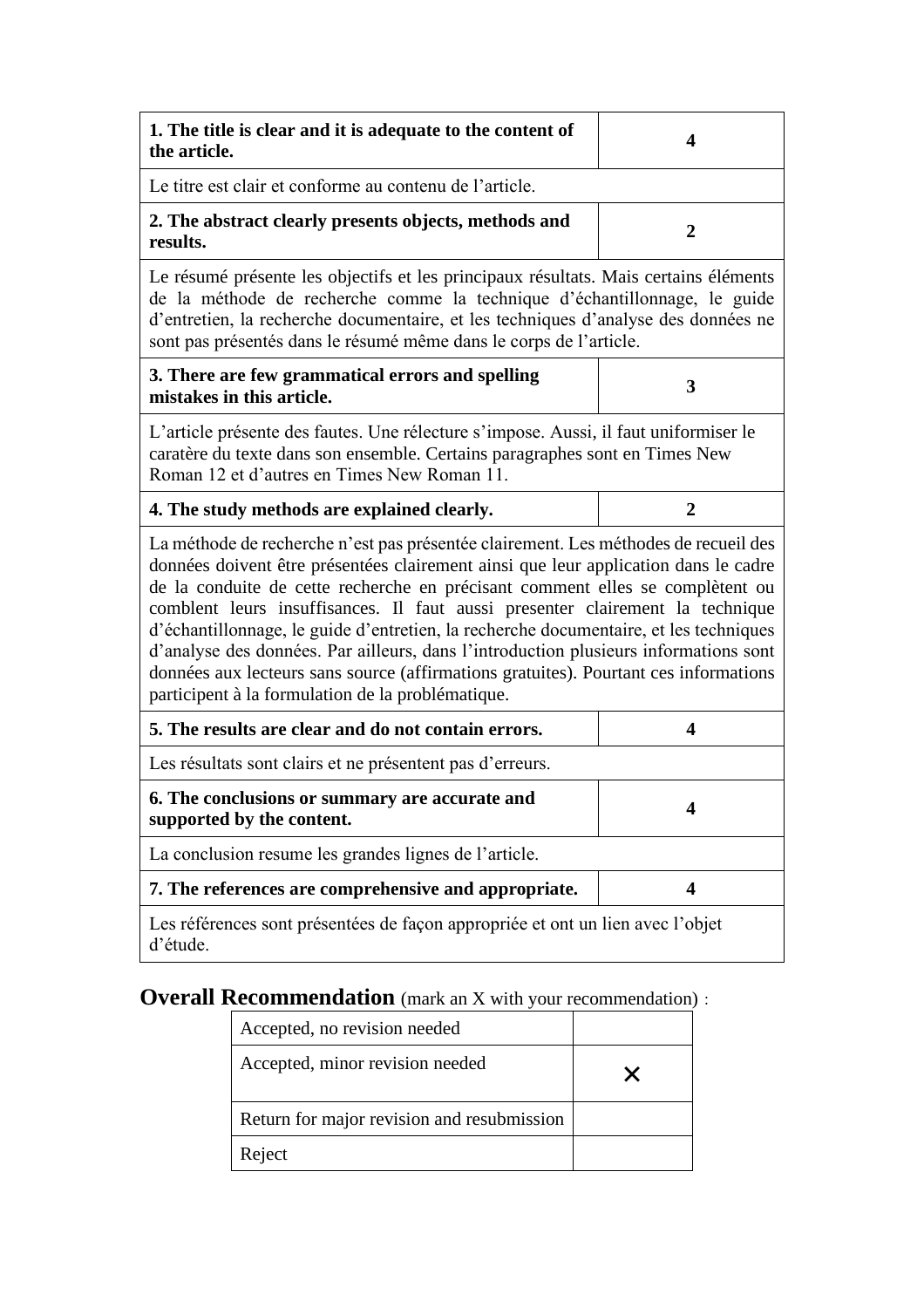| **1. The title is clear and it is adequate to the content of the article.** | **4** |
|---|---|
| Le titre est clair et conforme au contenu de l'article. | |
| **2. The abstract clearly presents objects, methods and results.** | **2** |
| Le résumé présente les objectifs et les principaux résultats. Mais certains éléments de la méthode de recherche comme la technique d'échantillonnage, le guide d'entretien, la recherche documentaire, et les techniques d'analyse des données ne sont pas présentés dans le résumé même dans le corps de l'article. | |
| **3. There are few grammatical errors and spelling mistakes in this article.** | **3** |
| L'article présente des fautes. Une rélecture s'impose. Aussi, il faut uniformiser le caratère du texte dans son ensemble. Certains paragraphes sont en Times New Roman 12 et d'autres en Times New Roman 11. | |
| **4. The study methods are explained clearly.** | **2** |
| La méthode de recherche n'est pas présentée clairement. Les méthodes de recueil des données doivent être présentées clairement ainsi que leur application dans le cadre de la conduite de cette recherche en précisant comment elles se complètent ou comblent leurs insuffisances. Il faut aussi presenter clairement la technique d'échantillonnage, le guide d'entretien, la recherche documentaire, et les techniques d'analyse des données. Par ailleurs, dans l'introduction plusieurs informations sont données aux lecteurs sans source (affirmations gratuites). Pourtant ces informations participent à la formulation de la problématique. | |
| **5. The results are clear and do not contain errors.** | **4** |
| Les résultats sont clairs et ne présentent pas d'erreurs. | |
| **6. The conclusions or summary are accurate and supported by the content.** | **4** |
| La conclusion resume les grandes lignes de l'article. | |
| **7. The references are comprehensive and appropriate.** | **4** |
| Les références sont présentées de façon appropriée et ont un lien avec l'objet d'étude. | |

**Overall Recommendation** (mark an X with your recommendation) :

| | |
|---|---|
| Accepted, no revision needed | |
| Accepted, minor revision needed | × |
| Return for major revision and resubmission | |
| Reject | |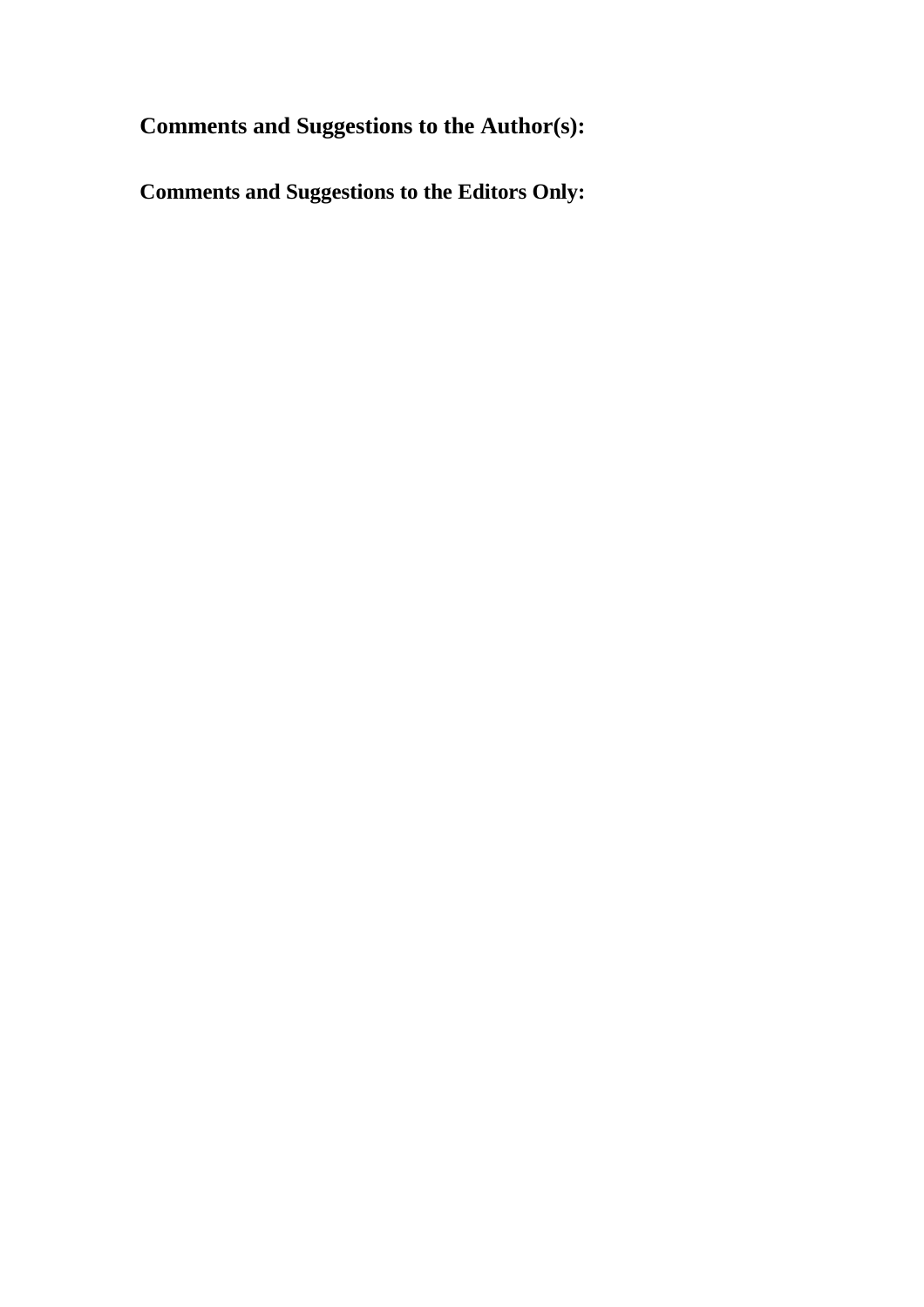**Comments and Suggestions to the Author(s):**

**Comments and Suggestions to the Editors Only:**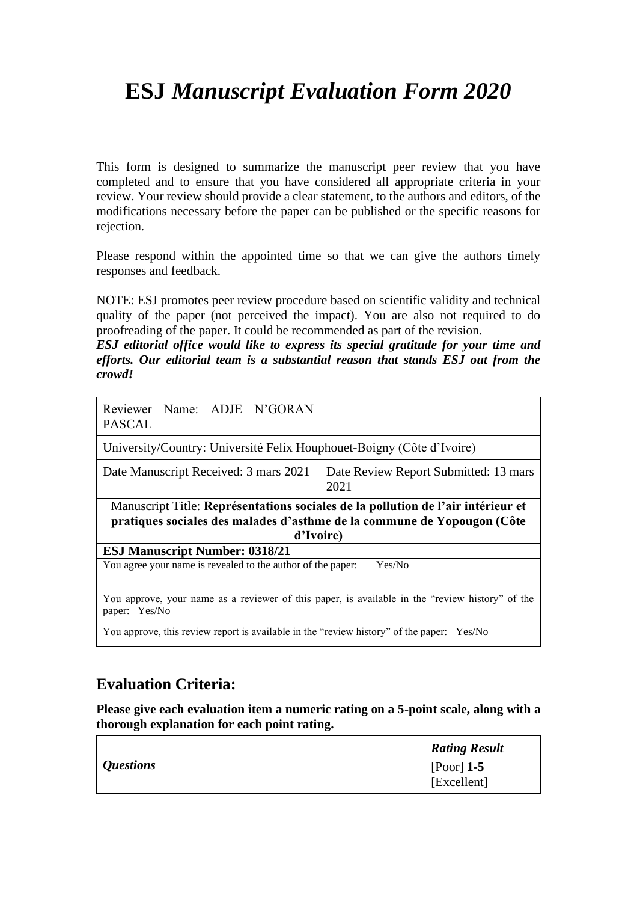# ESJ *Manuscript Evaluation Form 2020*

This form is designed to summarize the manuscript peer review that you have completed and to ensure that you have considered all appropriate criteria in your review. Your review should provide a clear statement, to the authors and editors, of the modifications necessary before the paper can be published or the specific reasons for rejection.

Please respond within the appointed time so that we can give the authors timely responses and feedback.

NOTE: ESJ promotes peer review procedure based on scientific validity and technical quality of the paper (not perceived the impact). You are also not required to do proofreading of the paper. It could be recommended as part of the revision.

***ESJ editorial office would like to express its special gratitude for your time and efforts. Our editorial team is a substantial reason that stands ESJ out from the crowd!***

| Reviewer Name: ADJE N'GORAN PASCAL | |
|---|---|
| University/Country: Université Felix Houphouet-Boigny (Côte d'Ivoire) | |
| Date Manuscript Received: 3 mars 2021 | Date Review Report Submitted: 13 mars 2021 |
| Manuscript Title: **Représentations sociales de la pollution de l'air intérieur et pratiques sociales des malades d'asthme de la commune de Yopougon (Côte d'Ivoire)** | |
| **ESJ Manuscript Number: 0318/21** | |
| You agree your name is revealed to the author of the paper: Yes/~~No~~ | |
| You approve, your name as a reviewer of this paper, is available in the "review history" of the paper: Yes/~~No~~<br>You approve, this review report is available in the "review history" of the paper: Yes/~~No~~ | |

## Evaluation Criteria:

**Please give each evaluation item a numeric rating on a 5-point scale, along with a thorough explanation for each point rating.**

| *Questions* | ***Rating Result*** [Poor] **1-5** [Excellent] |
|---|---|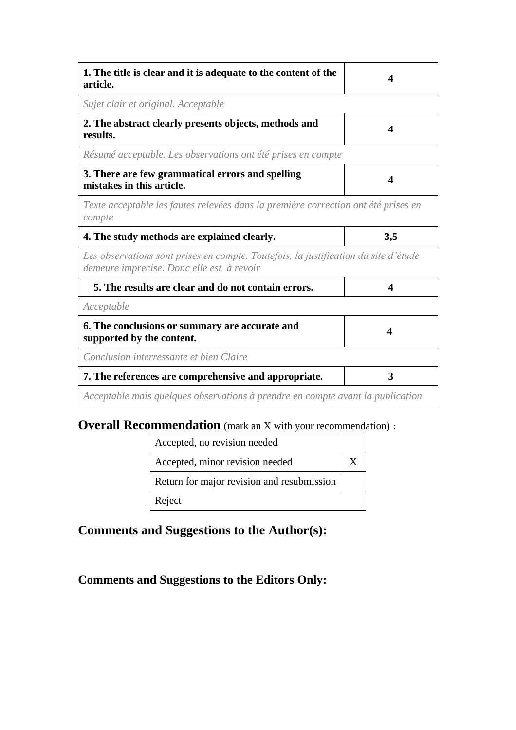| **1. The title is clear and it is adequate to the content of the article.** | **4** |
|---|---|
| *Sujet clair et original. Acceptable* | |
| **2. The abstract clearly presents objects, methods and results.** | **4** |
| *Résumé acceptable. Les observations ont été prises en compte* | |
| **3. There are few grammatical errors and spelling mistakes in this article.** | **4** |
| *Texte acceptable les fautes relevées dans la première correction ont été prises en compte* | |
| **4. The study methods are explained clearly.** | **3,5** |
| *Les observations sont prises en compte. Toutefois, la justification du site d'étude demeure imprecise. Donc elle est  à revoir* | |
| **5. The results are clear and do not contain errors.** | **4** |
| *Acceptable* | |
| **6. The conclusions or summary are accurate and supported by the content.** | **4** |
| *Conclusion interressante et bien Claire* | |
| **7. The references are comprehensive and appropriate.** | **3** |
| *Acceptable mais quelques observations à prendre en compte avant la publication* | |

## Overall Recommendation (mark an X with your recommendation) :

| Accepted, no revision needed | |
|---|---|
| Accepted, minor revision needed | X |
| Return for major revision and resubmission | |
| Reject | |

## Comments and Suggestions to the Author(s):

## Comments and Suggestions to the Editors Only: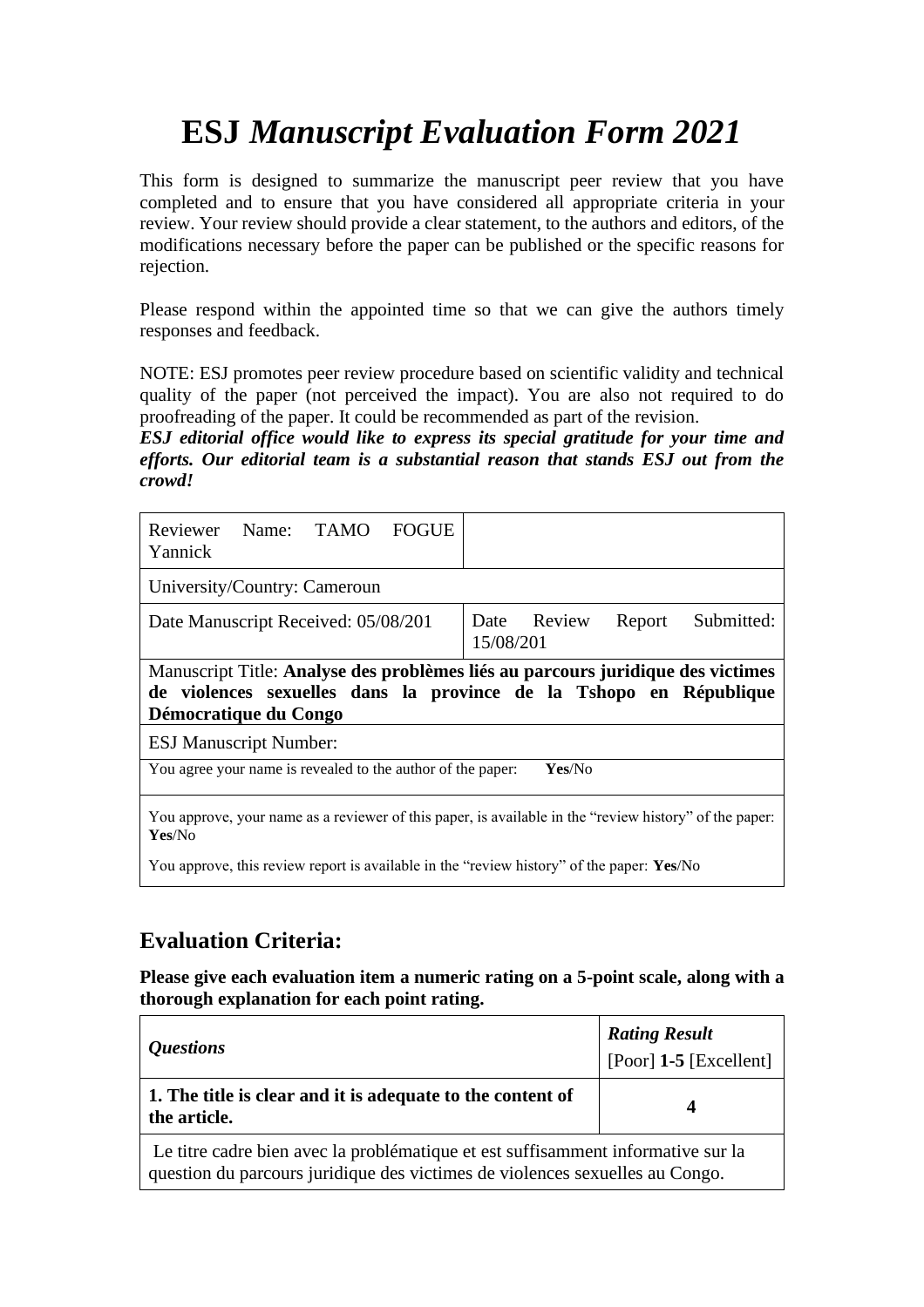# ESJ *Manuscript Evaluation Form 2021*

This form is designed to summarize the manuscript peer review that you have completed and to ensure that you have considered all appropriate criteria in your review. Your review should provide a clear statement, to the authors and editors, of the modifications necessary before the paper can be published or the specific reasons for rejection.

Please respond within the appointed time so that we can give the authors timely responses and feedback.

NOTE: ESJ promotes peer review procedure based on scientific validity and technical quality of the paper (not perceived the impact). You are also not required to do proofreading of the paper. It could be recommended as part of the revision.

***ESJ editorial office would like to express its special gratitude for your time and efforts. Our editorial team is a substantial reason that stands ESJ out from the crowd!***

| Reviewer Name: TAMO FOGUE Yannick | |
|---|---|
| University/Country: Cameroun | |
| Date Manuscript Received: 05/08/201 | Date Review Report Submitted: 15/08/201 |
| Manuscript Title: **Analyse des problèmes liés au parcours juridique des victimes de violences sexuelles dans la province de la Tshopo en République Démocratique du Congo** | |
| ESJ Manuscript Number: | |
| You agree your name is revealed to the author of the paper: **Yes**/No | |
| You approve, your name as a reviewer of this paper, is available in the "review history" of the paper: **Yes**/No<br><br>You approve, this review report is available in the "review history" of the paper: **Yes**/No | |

## Evaluation Criteria:

**Please give each evaluation item a numeric rating on a 5-point scale, along with a thorough explanation for each point rating.**

| *Questions* | ***Rating Result*** [Poor] **1-5** [Excellent] |
|---|---|
| **1. The title is clear and it is adequate to the content of the article.** | **4** |
| Le titre cadre bien avec la problématique et est suffisamment informative sur la question du parcours juridique des victimes de violences sexuelles au Congo. | |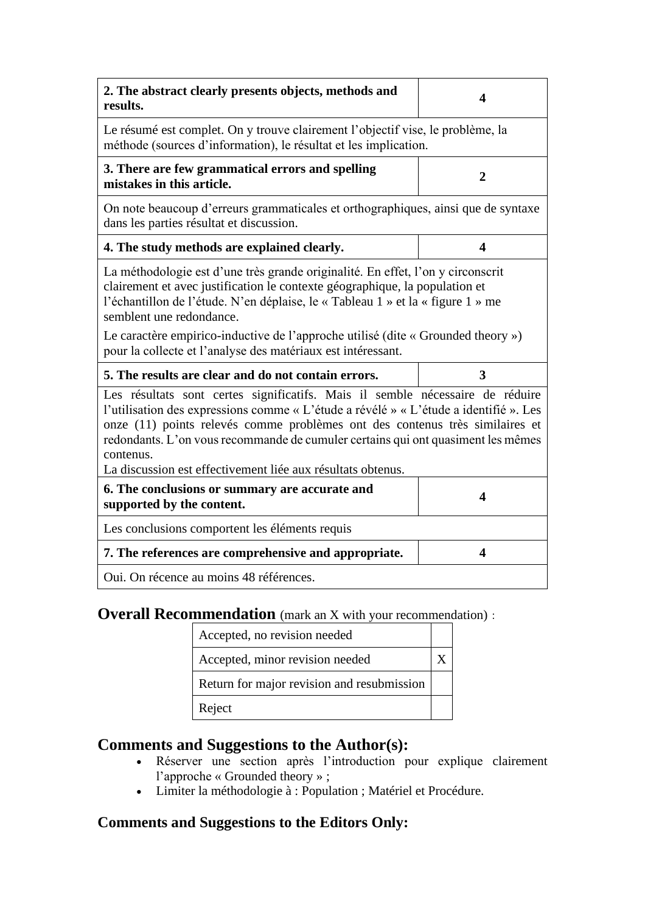| 2. The abstract clearly presents objects, methods and results. | 4 |
|---|---|
| Le résumé est complet. On y trouve clairement l'objectif visé, le problème, la méthode (sources d'information), le résultat et les implication. | |
| **3. There are few grammatical errors and spelling mistakes in this article.** | **2** |
| On note beaucoup d'erreurs grammaticales et orthographiques, ainsi que de syntaxe dans les parties résultat et discussion. | |
| **4. The study methods are explained clearly.** | **4** |
| La méthodologie est d'une très grande originalité. En effet, l'on y circonscrit clairement et avec justification le contexte géographique, la population et l'échantillon de l'étude. N'en déplaise, le « Tableau 1 » et la « figure 1 » me semblent une redondance. Le caractère empirico-inductive de l'approche utilisé (dite « Grounded theory ») pour la collecte et l'analyse des matériaux est intéressant. | |
| **5. The results are clear and do not contain errors.** | **3** |
| Les résultats sont certes significatifs. Mais il semble nécessaire de réduire l'utilisation des expressions comme « L'étude a révélé » « L'étude a identifié ». Les onze (11) points relevés comme problèmes ont des contenus très similaires et redondants. L'on vous recommande de cumuler certains qui ont quasiment les mêmes contenus. La discussion est effectivement liée aux résultats obtenus. | |
| **6. The conclusions or summary are accurate and supported by the content.** | **4** |
| Les conclusions comportent les éléments requis | |
| **7. The references are comprehensive and appropriate.** | **4** |
| Oui. On récence au moins 48 références. | |

## Overall Recommendation (mark an X with your recommendation) :

| Accepted, no revision needed | |
|---|---|
| Accepted, minor revision needed | X |
| Return for major revision and resubmission | |
| Reject | |

## Comments and Suggestions to the Author(s):

- Réserver une section après l'introduction pour explique clairement l'approche « Grounded theory » ;
- Limiter la méthodologie à : Population ; Matériel et Procédure.

## Comments and Suggestions to the Editors Only: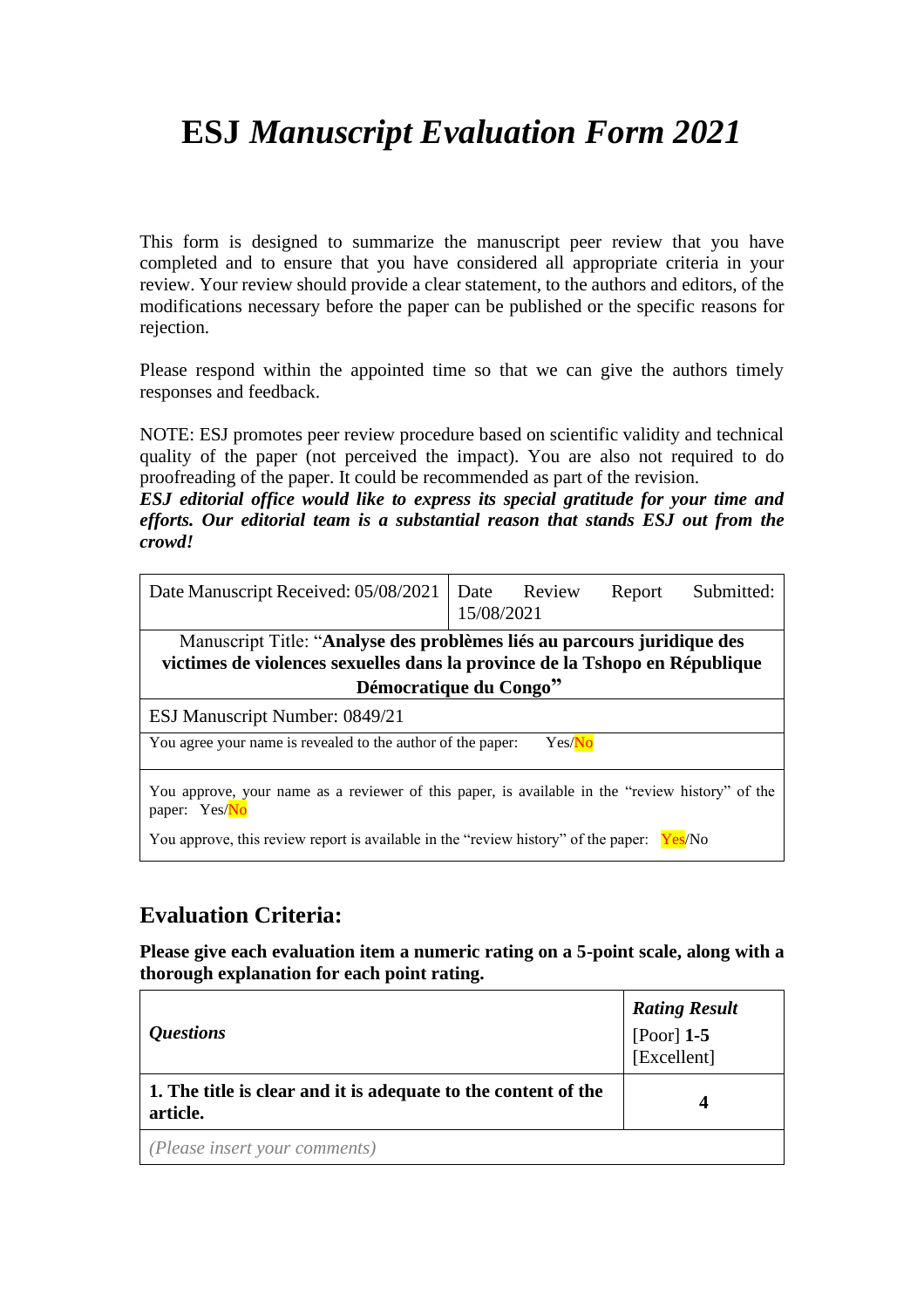# ESJ *Manuscript Evaluation Form 2021*

This form is designed to summarize the manuscript peer review that you have completed and to ensure that you have considered all appropriate criteria in your review. Your review should provide a clear statement, to the authors and editors, of the modifications necessary before the paper can be published or the specific reasons for rejection.

Please respond within the appointed time so that we can give the authors timely responses and feedback.

NOTE: ESJ promotes peer review procedure based on scientific validity and technical quality of the paper (not perceived the impact). You are also not required to do proofreading of the paper. It could be recommended as part of the revision.
***ESJ editorial office would like to express its special gratitude for your time and efforts. Our editorial team is a substantial reason that stands ESJ out from the crowd!***

| Date Manuscript Received: 05/08/2021 | Date Review Report Submitted: 15/08/2021 |
|---|---|
| Manuscript Title: "**Analyse des problèmes liés au parcours juridique des victimes de violences sexuelles dans la province de la Tshopo en République Démocratique du Congo**" | |
| ESJ Manuscript Number: 0849/21 | |
| You agree your name is revealed to the author of the paper: Yes/No | |
| You approve, your name as a reviewer of this paper, is available in the "review history" of the paper: Yes/No<br>You approve, this review report is available in the "review history" of the paper: Yes/No | |

## Evaluation Criteria:

**Please give each evaluation item a numeric rating on a 5-point scale, along with a thorough explanation for each point rating.**

| ***Questions*** | ***Rating Result*** [Poor] **1-5** [Excellent] |
|---|---|
| **1. The title is clear and it is adequate to the content of the article.** | **4** |
| *(Please insert your comments)* | |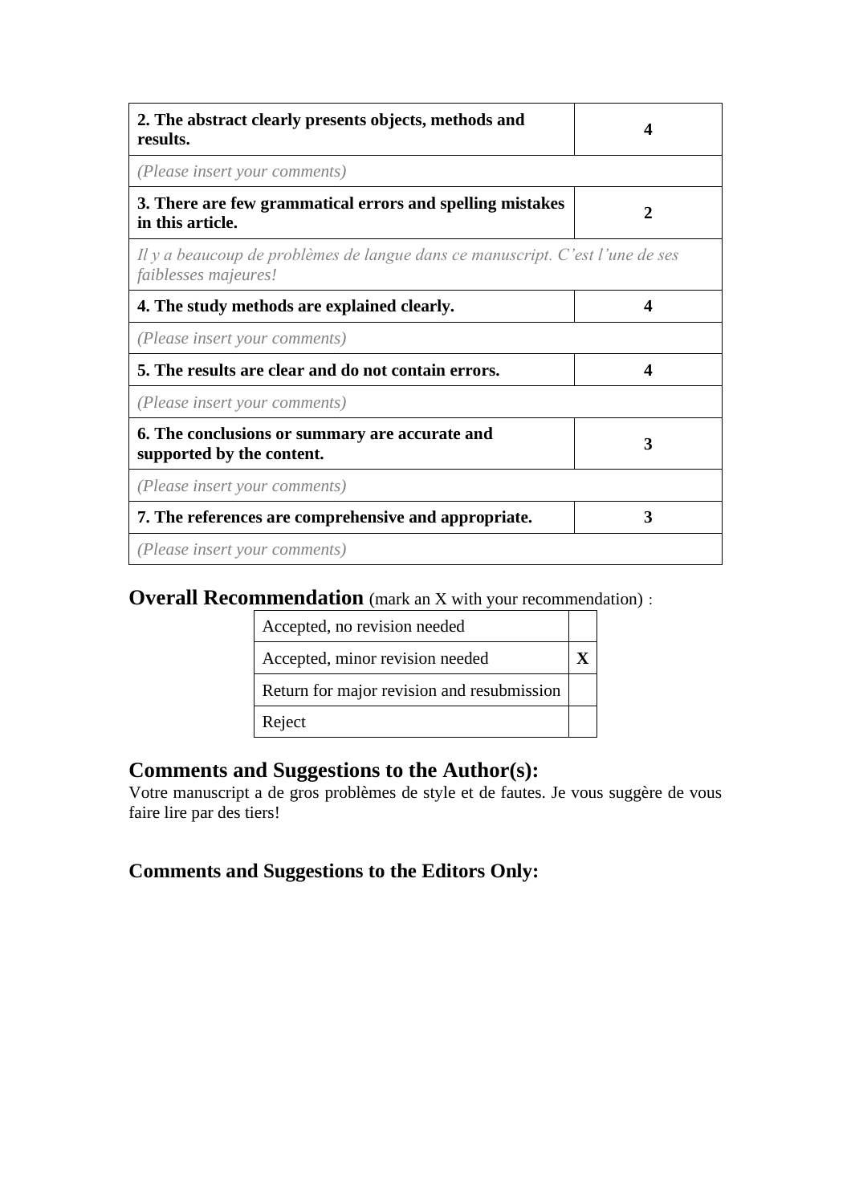| | |
|---|---|
| **2. The abstract clearly presents objects, methods and results.** | **4** |
| *(Please insert your comments)* | |
| **3. There are few grammatical errors and spelling mistakes in this article.** | **2** |
| *Il y a beaucoup de problèmes de langue dans ce manuscript. C'est l'une de ses faiblesses majeures!* | |
| **4. The study methods are explained clearly.** | **4** |
| *(Please insert your comments)* | |
| **5. The results are clear and do not contain errors.** | **4** |
| *(Please insert your comments)* | |
| **6. The conclusions or summary are accurate and supported by the content.** | **3** |
| *(Please insert your comments)* | |
| **7. The references are comprehensive and appropriate.** | **3** |
| *(Please insert your comments)* | |

## Overall Recommendation (mark an X with your recommendation) :

| | |
|---|---|
| Accepted, no revision needed | |
| Accepted, minor revision needed | **X** |
| Return for major revision and resubmission | |
| Reject | |

## Comments and Suggestions to the Author(s):

Votre manuscript a de gros problèmes de style et de fautes. Je vous suggère de vous faire lire par des tiers!

## Comments and Suggestions to the Editors Only: